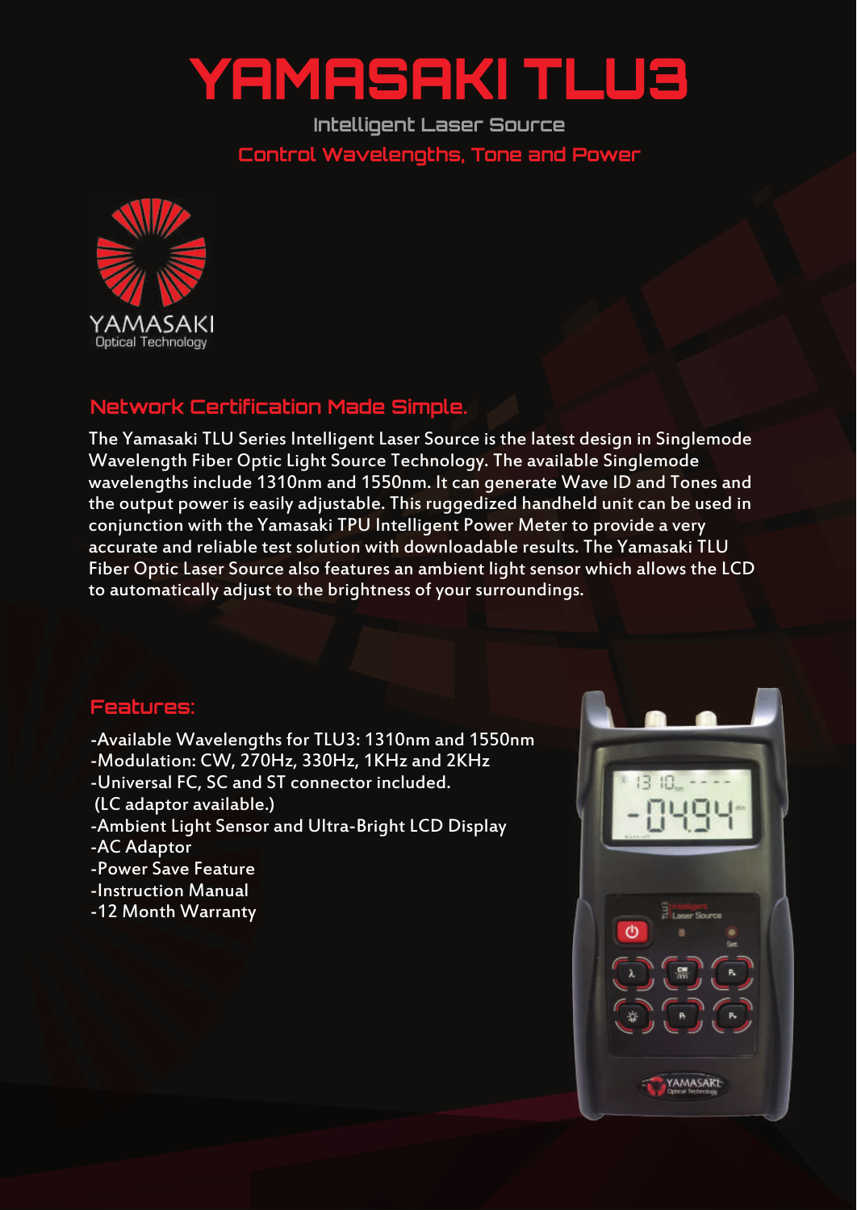# YAMASAKI TLU3

Intelligent Laser Source

Control Wavelengths, Tone and Power

YAMASAKI
Optical Technology

## Network Certification Made Simple.

The Yamasaki TLU Series Intelligent Laser Source is the latest design in Singlemode Wavelength Fiber Optic Light Source Technology. The available Singlemode wavelengths include 1310nm and 1550nm. It can generate Wave ID and Tones and the output power is easily adjustable. This ruggedized handheld unit can be used in conjunction with the Yamasaki TPU Intelligent Power Meter to provide a very accurate and reliable test solution with downloadable results. The Yamasaki TLU Fiber Optic Laser Source also features an ambient light sensor which allows the LCD to automatically adjust to the brightness of your surroundings.

## Features:

-Available Wavelengths for TLU3: 1310nm and 1550nm
-Modulation: CW, 270Hz, 330Hz, 1KHz and 2KHz
-Universal FC, SC and ST connector included.
 (LC adaptor available.)
-Ambient Light Sensor and Ultra-Bright LCD Display
-AC Adaptor
-Power Save Feature
-Instruction Manual
-12 Month Warranty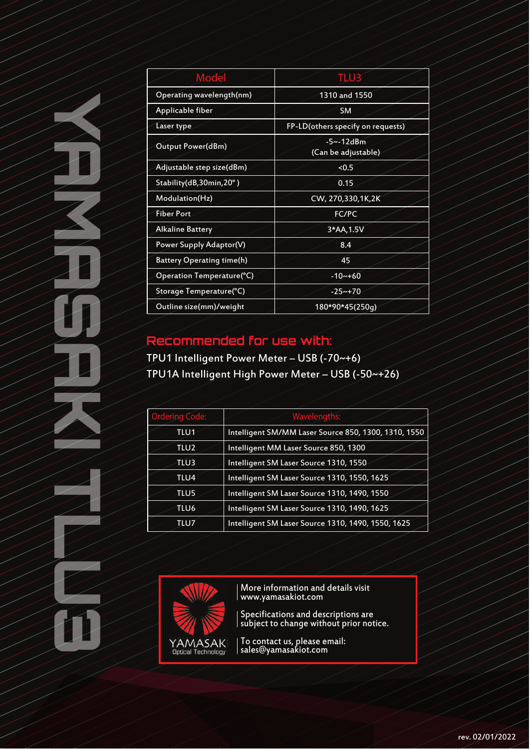# YAMASAKI TLU3

| Model | TLU3 |
|---|---|
| Operating wavelength(nm) | 1310 and 1550 |
| Applicable fiber | SM |
| Laser type | FP-LD(others specify on requests) |
| Output Power(dBm) | -5~-12dBm (Can be adjustable) |
| Adjustable step size(dBm) | <0.5 |
| Stability(dB,30min,20° ) | 0.15 |
| Modulation(Hz) | CW, 270,330,1K,2K |
| Fiber Port | FC/PC |
| Alkaline Battery | 3*AA,1.5V |
| Power Supply Adaptor(V) | 8.4 |
| Battery Operating time(h) | 45 |
| Operation Temperature(°C) | -10~+60 |
| Storage Temperature(°C) | -25~+70 |
| Outline size(mm)/weight | 180*90*45(250g) |

## Recommended for use with:

TPU1 Intelligent Power Meter – USB (-70~+6)
TPU1A Intelligent High Power Meter – USB (-50~+26)

| Ordering Code: | Wavelengths: |
|---|---|
| TLU1 | Intelligent SM/MM Laser Source 850, 1300, 1310, 1550 |
| TLU2 | Intelligent MM Laser Source 850, 1300 |
| TLU3 | Intelligent SM Laser Source 1310, 1550 |
| TLU4 | Intelligent SM Laser Source 1310, 1550, 1625 |
| TLU5 | Intelligent SM Laser Source 1310, 1490, 1550 |
| TLU6 | Intelligent SM Laser Source 1310, 1490, 1625 |
| TLU7 | Intelligent SM Laser Source 1310, 1490, 1550, 1625 |

YAMASAKI
Optical Technology

More information and details visit
www.yamasakiot.com

Specifications and descriptions are subject to change without prior notice.

To contact us, please email:
sales@yamasakiot.com

rev. 02/01/2022